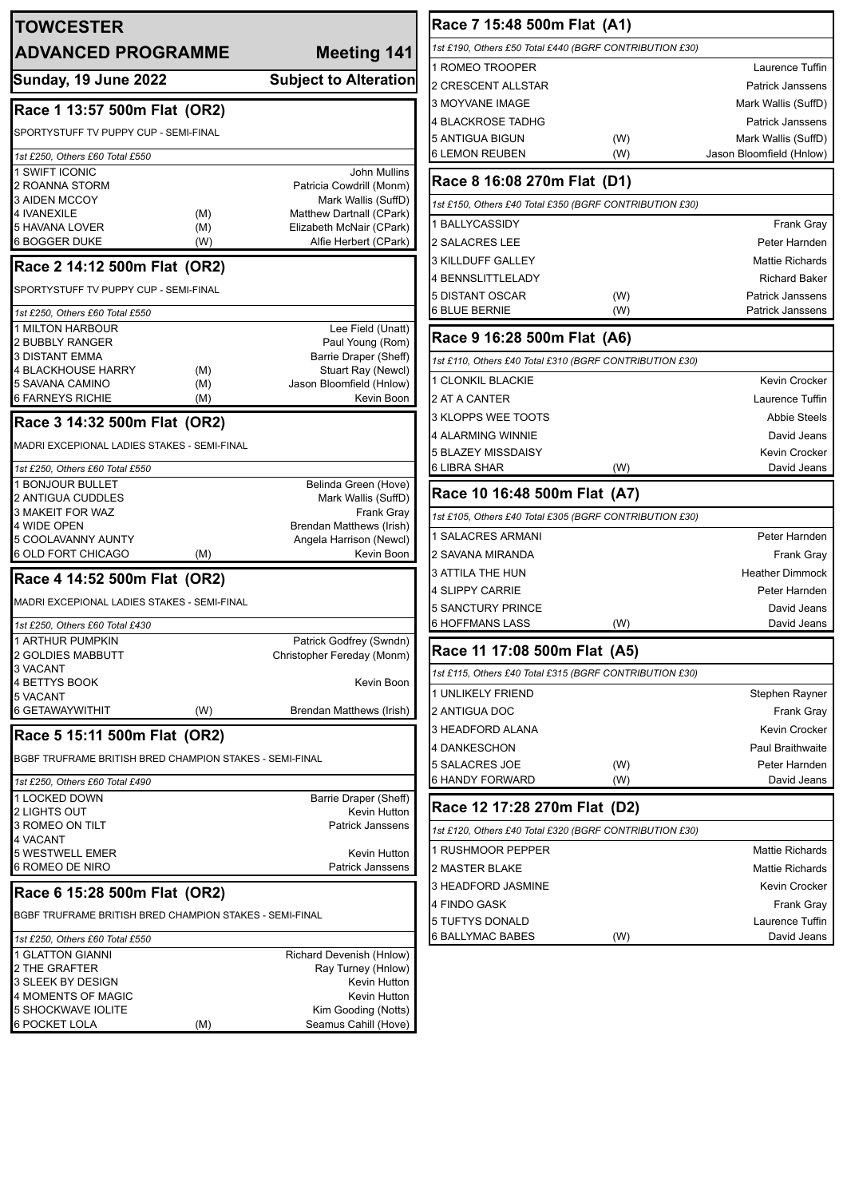# TOWCESTER

## ADVANCED PROGRAMME — Meeting 141

**Sunday, 19 June 2022** — **Subject to Alteration**

### Race 1 13:57 500m Flat (OR2)

SPORTYSTUFF TV PUPPY CUP - SEMI-FINAL

*1st £250, Others £60 Total £550*

| Trap | Name | Seed | Trainer |
|---|---|---|---|
| 1 | SWIFT ICONIC | | John Mullins |
| 2 | ROANNA STORM | | Patricia Cowdrill (Monm) |
| 3 | AIDEN MCCOY | | Mark Wallis (SuffD) |
| 4 | IVANEXILE | (M) | Matthew Dartnall (CPark) |
| 5 | HAVANA LOVER | (M) | Elizabeth McNair (CPark) |
| 6 | BOGGER DUKE | (W) | Alfie Herbert (CPark) |

### Race 2 14:12 500m Flat (OR2)

SPORTYSTUFF TV PUPPY CUP - SEMI-FINAL

*1st £250, Others £60 Total £550*

| Trap | Name | Seed | Trainer |
|---|---|---|---|
| 1 | MILTON HARBOUR | | Lee Field (Unatt) |
| 2 | BUBBLY RANGER | | Paul Young (Rom) |
| 3 | DISTANT EMMA | | Barrie Draper (Sheff) |
| 4 | BLACKHOUSE HARRY | (M) | Stuart Ray (Newcl) |
| 5 | SAVANA CAMINO | (M) | Jason Bloomfield (Hnlow) |
| 6 | FARNEYS RICHIE | (M) | Kevin Boon |

### Race 3 14:32 500m Flat (OR2)

MADRI EXCEPIONAL LADIES STAKES - SEMI-FINAL

*1st £250, Others £60 Total £550*

| Trap | Name | Seed | Trainer |
|---|---|---|---|
| 1 | BONJOUR BULLET | | Belinda Green (Hove) |
| 2 | ANTIGUA CUDDLES | | Mark Wallis (SuffD) |
| 3 | MAKEIT FOR WAZ | | Frank Gray |
| 4 | WIDE OPEN | | Brendan Matthews (Irish) |
| 5 | COOLAVANNY AUNTY | | Angela Harrison (Newcl) |
| 6 | OLD FORT CHICAGO | (M) | Kevin Boon |

### Race 4 14:52 500m Flat (OR2)

MADRI EXCEPIONAL LADIES STAKES - SEMI-FINAL

*1st £250, Others £60 Total £430*

| Trap | Name | Seed | Trainer |
|---|---|---|---|
| 1 | ARTHUR PUMPKIN | | Patrick Godfrey (Swndn) |
| 2 | GOLDIES MABBUTT | | Christopher Fereday (Monm) |
| 3 | VACANT | | |
| 4 | BETTYS BOOK | | Kevin Boon |
| 5 | VACANT | | |
| 6 | GETAWAYWITHIT | (W) | Brendan Matthews (Irish) |

### Race 5 15:11 500m Flat (OR2)

BGBF TRUFRAME BRITISH BRED CHAMPION STAKES - SEMI-FINAL

*1st £250, Others £60 Total £490*

| Trap | Name | Seed | Trainer |
|---|---|---|---|
| 1 | LOCKED DOWN | | Barrie Draper (Sheff) |
| 2 | LIGHTS OUT | | Kevin Hutton |
| 3 | ROMEO ON TILT | | Patrick Janssens |
| 4 | VACANT | | |
| 5 | WESTWELL EMER | | Kevin Hutton |
| 6 | ROMEO DE NIRO | | Patrick Janssens |

### Race 6 15:28 500m Flat (OR2)

BGBF TRUFRAME BRITISH BRED CHAMPION STAKES - SEMI-FINAL

*1st £250, Others £60 Total £550*

| Trap | Name | Seed | Trainer |
|---|---|---|---|
| 1 | GLATTON GIANNI | | Richard Devenish (Hnlow) |
| 2 | THE GRAFTER | | Ray Turney (Hnlow) |
| 3 | SLEEK BY DESIGN | | Kevin Hutton |
| 4 | MOMENTS OF MAGIC | | Kevin Hutton |
| 5 | SHOCKWAVE IOLITE | | Kim Gooding (Notts) |
| 6 | POCKET LOLA | (M) | Seamus Cahill (Hove) |

### Race 7 15:48 500m Flat (A1)

*1st £190, Others £50 Total £440 (BGRF CONTRIBUTION £30)*

| Trap | Name | Seed | Trainer |
|---|---|---|---|
| 1 | ROMEO TROOPER | | Laurence Tuffin |
| 2 | CRESCENT ALLSTAR | | Patrick Janssens |
| 3 | MOYVANE IMAGE | | Mark Wallis (SuffD) |
| 4 | BLACKROSE TADHG | | Patrick Janssens |
| 5 | ANTIGUA BIGUN | (W) | Mark Wallis (SuffD) |
| 6 | LEMON REUBEN | (W) | Jason Bloomfield (Hnlow) |

### Race 8 16:08 270m Flat (D1)

*1st £150, Others £40 Total £350 (BGRF CONTRIBUTION £30)*

| Trap | Name | Seed | Trainer |
|---|---|---|---|
| 1 | BALLYCASSIDY | | Frank Gray |
| 2 | SALACRES LEE | | Peter Harnden |
| 3 | KILLDUFF GALLEY | | Mattie Richards |
| 4 | BENNSLITTLELADY | | Richard Baker |
| 5 | DISTANT OSCAR | (W) | Patrick Janssens |
| 6 | BLUE BERNIE | (W) | Patrick Janssens |

### Race 9 16:28 500m Flat (A6)

*1st £110, Others £40 Total £310 (BGRF CONTRIBUTION £30)*

| Trap | Name | Seed | Trainer |
|---|---|---|---|
| 1 | CLONKIL BLACKIE | | Kevin Crocker |
| 2 | AT A CANTER | | Laurence Tuffin |
| 3 | KLOPPS WEE TOOTS | | Abbie Steels |
| 4 | ALARMING WINNIE | | David Jeans |
| 5 | BLAZEY MISSDAISY | | Kevin Crocker |
| 6 | LIBRA SHAR | (W) | David Jeans |

### Race 10 16:48 500m Flat (A7)

*1st £105, Others £40 Total £305 (BGRF CONTRIBUTION £30)*

| Trap | Name | Seed | Trainer |
|---|---|---|---|
| 1 | SALACRES ARMANI | | Peter Harnden |
| 2 | SAVANA MIRANDA | | Frank Gray |
| 3 | ATTILA THE HUN | | Heather Dimmock |
| 4 | SLIPPY CARRIE | | Peter Harnden |
| 5 | SANCTURY PRINCE | | David Jeans |
| 6 | HOFFMANS LASS | (W) | David Jeans |

### Race 11 17:08 500m Flat (A5)

*1st £115, Others £40 Total £315 (BGRF CONTRIBUTION £30)*

| Trap | Name | Seed | Trainer |
|---|---|---|---|
| 1 | UNLIKELY FRIEND | | Stephen Rayner |
| 2 | ANTIGUA DOC | | Frank Gray |
| 3 | HEADFORD ALANA | | Kevin Crocker |
| 4 | DANKESCHON | | Paul Braithwaite |
| 5 | SALACRES JOE | (W) | Peter Harnden |
| 6 | HANDY FORWARD | (W) | David Jeans |

### Race 12 17:28 270m Flat (D2)

*1st £120, Others £40 Total £320 (BGRF CONTRIBUTION £30)*

| Trap | Name | Seed | Trainer |
|---|---|---|---|
| 1 | RUSHMOOR PEPPER | | Mattie Richards |
| 2 | MASTER BLAKE | | Mattie Richards |
| 3 | HEADFORD JASMINE | | Kevin Crocker |
| 4 | FINDO GASK | | Frank Gray |
| 5 | TUFTYS DONALD | | Laurence Tuffin |
| 6 | BALLYMAC BABES | (W) | David Jeans |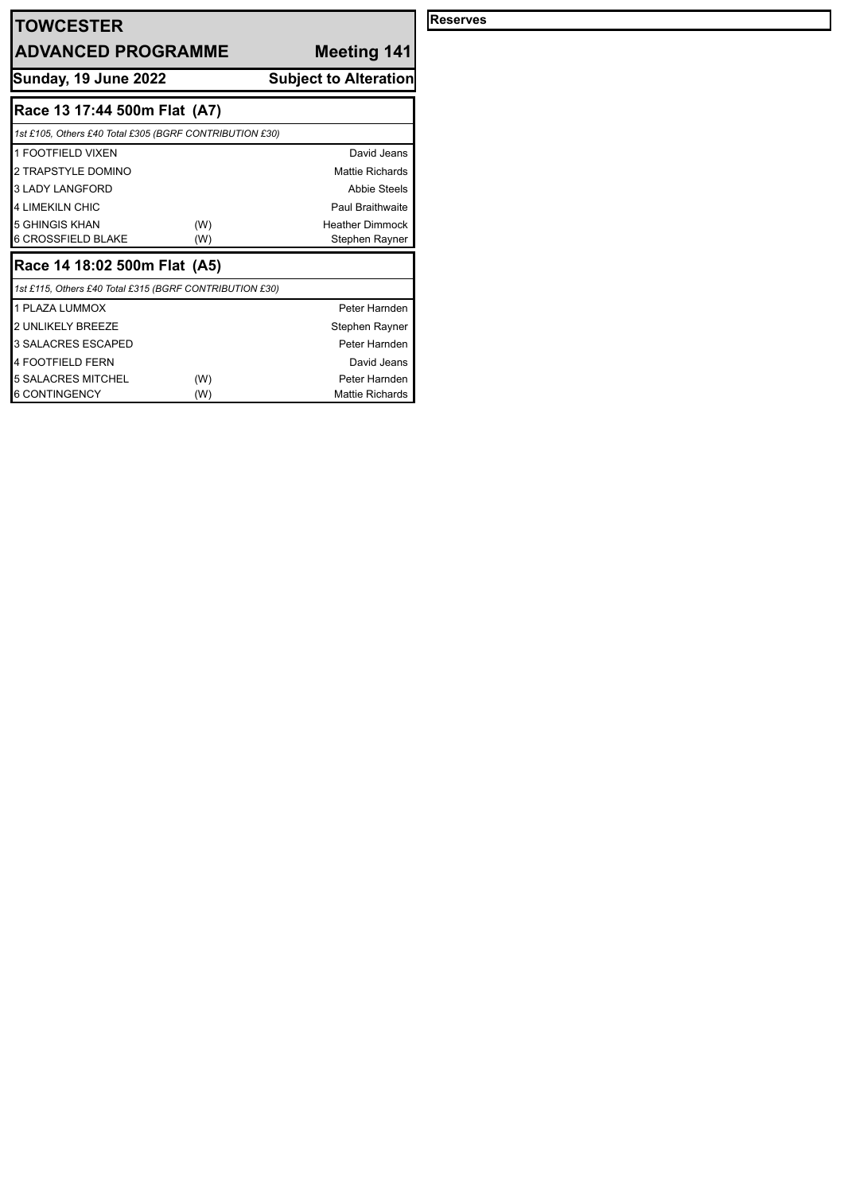# TOWCESTER

## ADVANCED PROGRAMME — Meeting 141

**Sunday, 19 June 2022** — **Subject to Alteration**

### Race 13 17:44 500m Flat (A7)

*1st £105, Others £40 Total £305 (BGRF CONTRIBUTION £30)*

| | | |
|---|---|---|
| 1 FOOTFIELD VIXEN | | David Jeans |
| 2 TRAPSTYLE DOMINO | | Mattie Richards |
| 3 LADY LANGFORD | | Abbie Steels |
| 4 LIMEKILN CHIC | | Paul Braithwaite |
| 5 GHINGIS KHAN | (W) | Heather Dimmock |
| 6 CROSSFIELD BLAKE | (W) | Stephen Rayner |

### Race 14 18:02 500m Flat (A5)

*1st £115, Others £40 Total £315 (BGRF CONTRIBUTION £30)*

| | | |
|---|---|---|
| 1 PLAZA LUMMOX | | Peter Harnden |
| 2 UNLIKELY BREEZE | | Stephen Rayner |
| 3 SALACRES ESCAPED | | Peter Harnden |
| 4 FOOTFIELD FERN | | David Jeans |
| 5 SALACRES MITCHEL | (W) | Peter Harnden |
| 6 CONTINGENCY | (W) | Mattie Richards |

**Reserves**